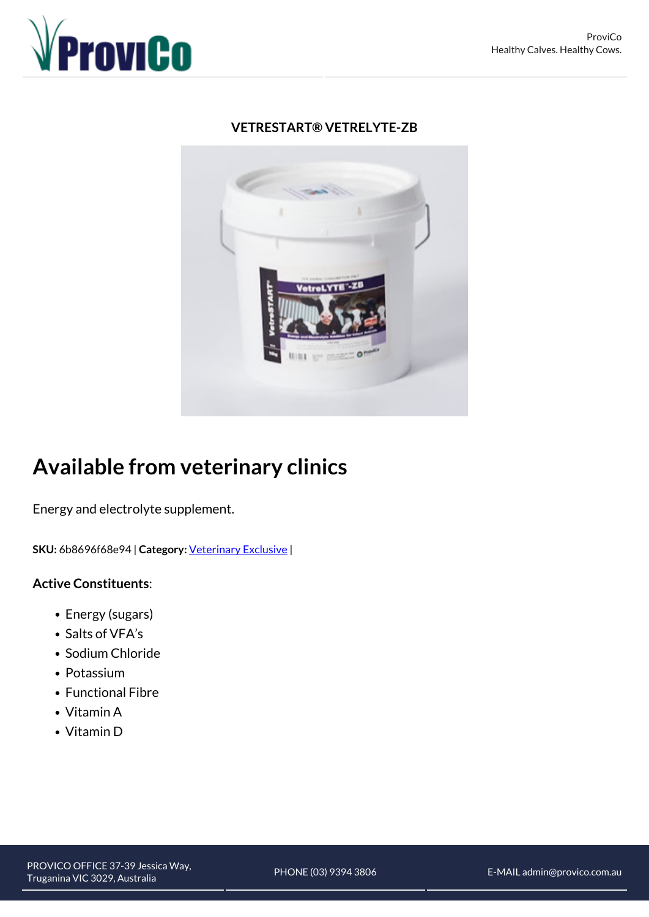ProviCo
Healthy Calves. Healthy Cows.

### VETRESTART® VETRELYTE-ZB

# Available from veterinary clinics

Energy and electrolyte supplement.

**SKU:** 6b8696f68e94 | **Category:** Veterinary Exclusive |

**Active Constituents**:

- Energy (sugars)
- Salts of VFA's
- Sodium Chloride
- Potassium
- Functional Fibre
- Vitamin A
- Vitamin D

PROVICO OFFICE 37-39 Jessica Way, Truganina VIC 3029, Australia

PHONE (03) 9394 3806

E-MAIL admin@provico.com.au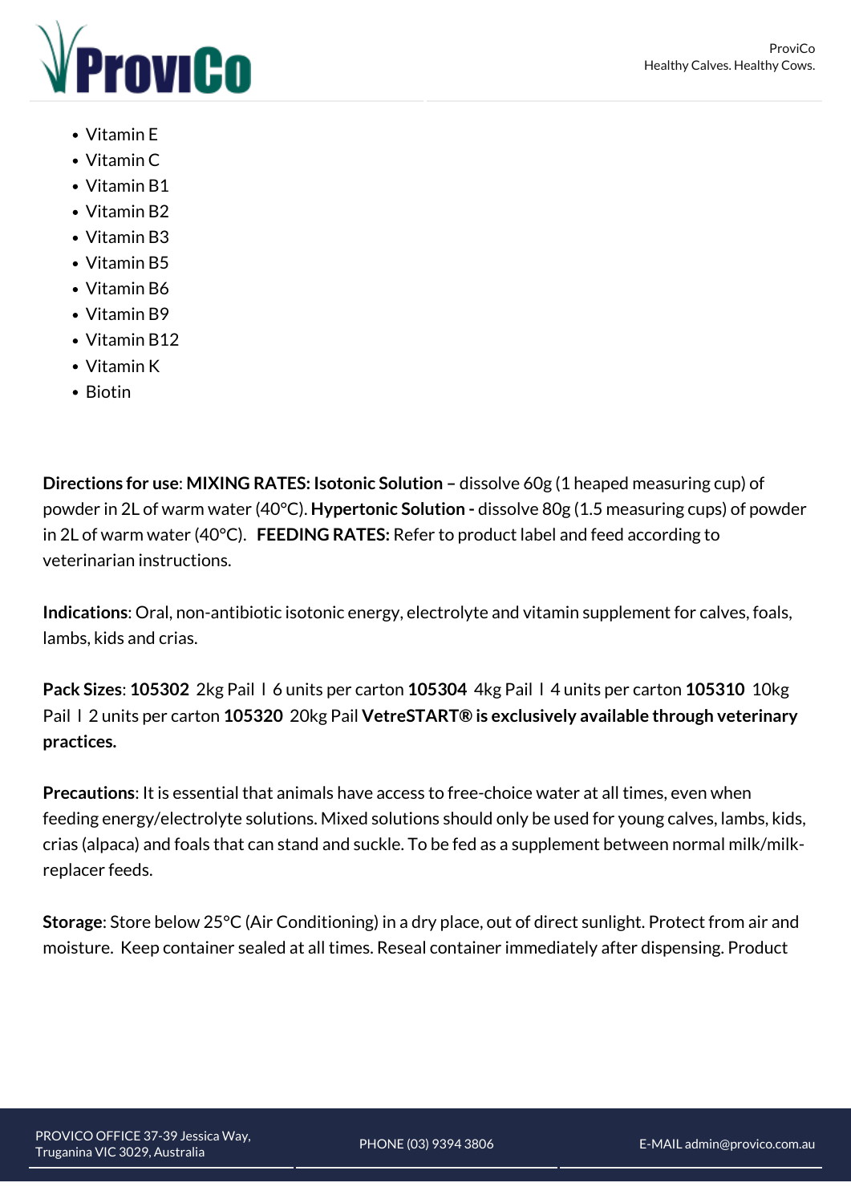- Vitamin E
- Vitamin C
- Vitamin B1
- Vitamin B2
- Vitamin B3
- Vitamin B5
- Vitamin B6
- Vitamin B9
- Vitamin B12
- Vitamin K
- Biotin

**Directions for use**: **MIXING RATES: Isotonic Solution –** dissolve 60g (1 heaped measuring cup) of powder in 2L of warm water (40°C). **Hypertonic Solution -** dissolve 80g (1.5 measuring cups) of powder in 2L of warm water (40°C). **FEEDING RATES:** Refer to product label and feed according to veterinarian instructions.

**Indications**: Oral, non-antibiotic isotonic energy, electrolyte and vitamin supplement for calves, foals, lambs, kids and crias.

**Pack Sizes**: **105302** 2kg Pail I 6 units per carton **105304** 4kg Pail I 4 units per carton **105310** 10kg Pail I 2 units per carton **105320** 20kg Pail **VetreSTART® is exclusively available through veterinary practices.**

**Precautions**: It is essential that animals have access to free-choice water at all times, even when feeding energy/electrolyte solutions. Mixed solutions should only be used for young calves, lambs, kids, crias (alpaca) and foals that can stand and suckle. To be fed as a supplement between normal milk/milk-replacer feeds.

**Storage**: Store below 25°C (Air Conditioning) in a dry place, out of direct sunlight. Protect from air and moisture. Keep container sealed at all times. Reseal container immediately after dispensing. Product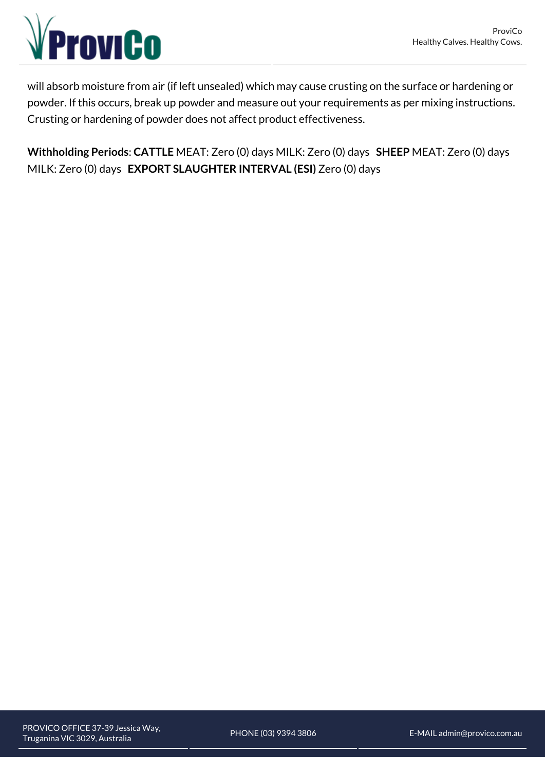will absorb moisture from air (if left unsealed) which may cause crusting on the surface or hardening or powder. If this occurs, break up powder and measure out your requirements as per mixing instructions. Crusting or hardening of powder does not affect product effectiveness.

**Withholding Periods**: **CATTLE** MEAT: Zero (0) days MILK: Zero (0) days **SHEEP** MEAT: Zero (0) days MILK: Zero (0) days **EXPORT SLAUGHTER INTERVAL (ESI)** Zero (0) days